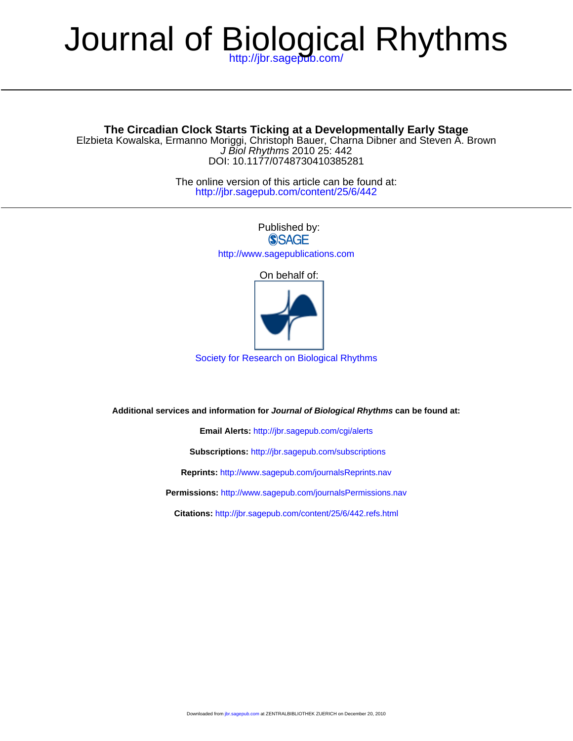# Journal of Biological Rhythms

http://jbr.sagepub.com/

**The Circadian Clock Starts Ticking at a Developmentally Early Stage**

Elzbieta Kowalska, Ermanno Moriggi, Christoph Bauer, Charna Dibner and Steven A. Brown

*J Biol Rhythms* 2010 25: 442

DOI: 10.1177/0748730410385281

The online version of this article can be found at:

http://jbr.sagepub.com/content/25/6/442

Published by:

SAGE

http://www.sagepublications.com

On behalf of:

Society for Research on Biological Rhythms

**Additional services and information for *Journal of Biological Rhythms* can be found at:**

**Email Alerts:** http://jbr.sagepub.com/cgi/alerts

**Subscriptions:** http://jbr.sagepub.com/subscriptions

**Reprints:** http://www.sagepub.com/journalsReprints.nav

**Permissions:** http://www.sagepub.com/journalsPermissions.nav

**Citations:** http://jbr.sagepub.com/content/25/6/442.refs.html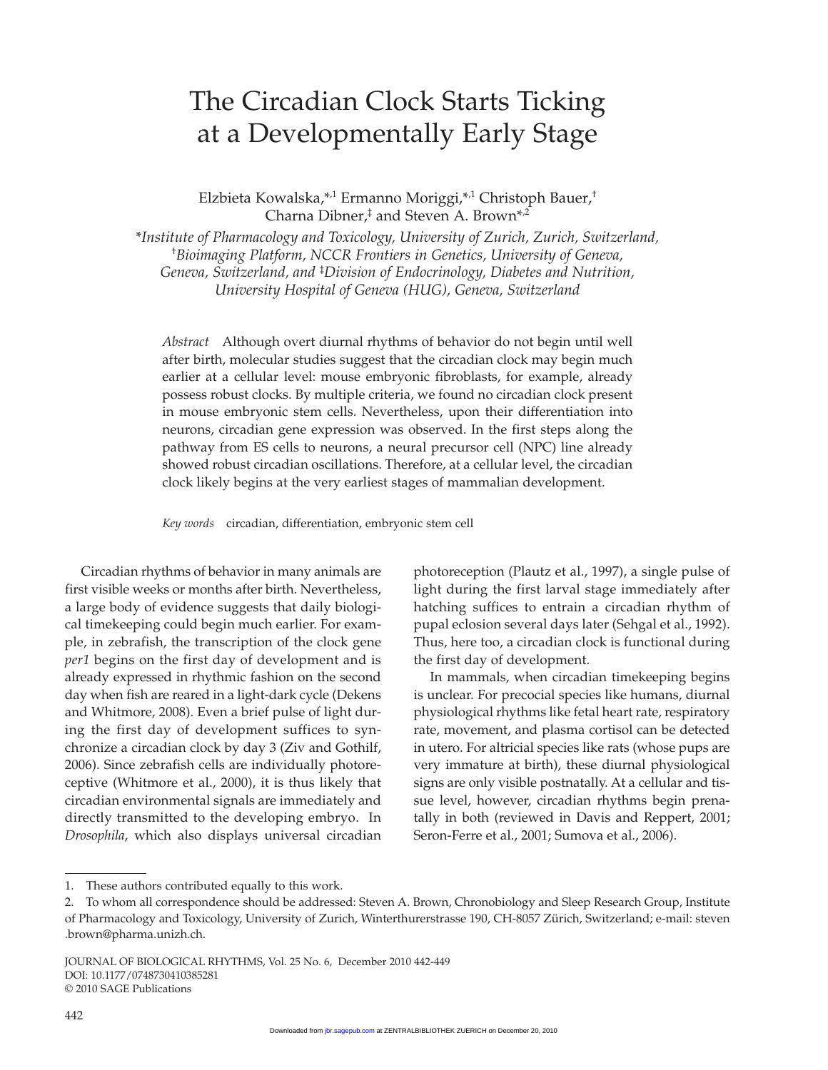# The Circadian Clock Starts Ticking at a Developmentally Early Stage

Elzbieta Kowalska,*[,1] Ermanno Moriggi,*[,1] Christoph Bauer,[†] Charna Dibner,[‡] and Steven A. Brown*[,2]

*\*Institute of Pharmacology and Toxicology, University of Zurich, Zurich, Switzerland,* [†]*Bioimaging Platform, NCCR Frontiers in Genetics, University of Geneva, Geneva, Switzerland, and* [‡]*Division of Endocrinology, Diabetes and Nutrition, University Hospital of Geneva (HUG), Geneva, Switzerland*

*Abstract* Although overt diurnal rhythms of behavior do not begin until well after birth, molecular studies suggest that the circadian clock may begin much earlier at a cellular level: mouse embryonic fibroblasts, for example, already possess robust clocks. By multiple criteria, we found no circadian clock present in mouse embryonic stem cells. Nevertheless, upon their differentiation into neurons, circadian gene expression was observed. In the first steps along the pathway from ES cells to neurons, a neural precursor cell (NPC) line already showed robust circadian oscillations. Therefore, at a cellular level, the circadian clock likely begins at the very earliest stages of mammalian development.

*Key words* circadian, differentiation, embryonic stem cell

Circadian rhythms of behavior in many animals are first visible weeks or months after birth. Nevertheless, a large body of evidence suggests that daily biological timekeeping could begin much earlier. For example, in zebrafish, the transcription of the clock gene *per1* begins on the first day of development and is already expressed in rhythmic fashion on the second day when fish are reared in a light-dark cycle (Dekens and Whitmore, 2008). Even a brief pulse of light during the first day of development suffices to synchronize a circadian clock by day 3 (Ziv and Gothilf, 2006). Since zebrafish cells are individually photoreceptive (Whitmore et al., 2000), it is thus likely that circadian environmental signals are immediately and directly transmitted to the developing embryo. In *Drosophila*, which also displays universal circadian photoreception (Plautz et al., 1997), a single pulse of light during the first larval stage immediately after hatching suffices to entrain a circadian rhythm of pupal eclosion several days later (Sehgal et al., 1992). Thus, here too, a circadian clock is functional during the first day of development.

In mammals, when circadian timekeeping begins is unclear. For precocial species like humans, diurnal physiological rhythms like fetal heart rate, respiratory rate, movement, and plasma cortisol can be detected in utero. For altricial species like rats (whose pups are very immature at birth), these diurnal physiological signs are only visible postnatally. At a cellular and tissue level, however, circadian rhythms begin prenatally in both (reviewed in Davis and Reppert, 2001; Seron-Ferre et al., 2001; Sumova et al., 2006).

1. These authors contributed equally to this work.

2. To whom all correspondence should be addressed: Steven A. Brown, Chronobiology and Sleep Research Group, Institute of Pharmacology and Toxicology, University of Zurich, Winterthurerstrasse 190, CH-8057 Zürich, Switzerland; e-mail: steven.brown@pharma.unizh.ch.

JOURNAL OF BIOLOGICAL RHYTHMS, Vol. 25 No. 6, December 2010 442-449
DOI: 10.1177/0748730410385281
© 2010 SAGE Publications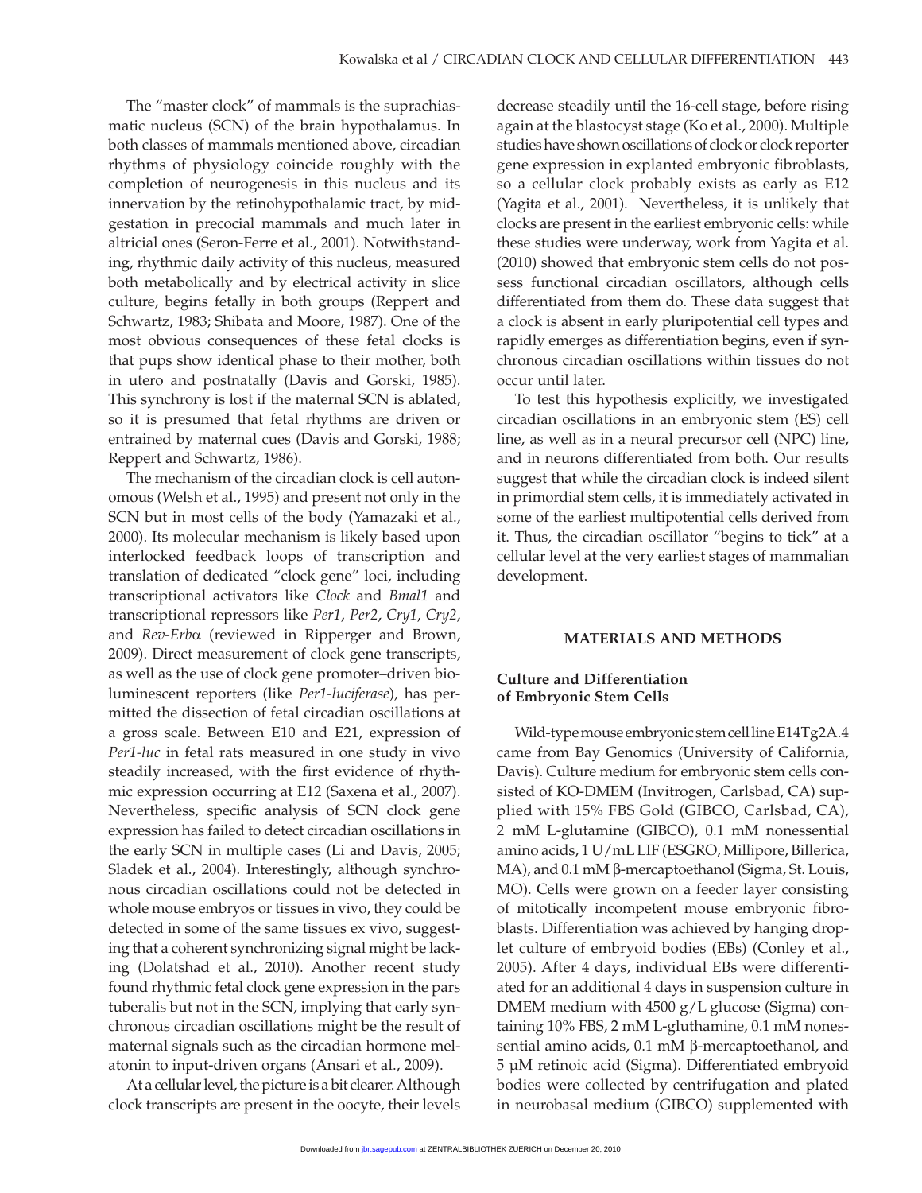The "master clock" of mammals is the suprachiasmatic nucleus (SCN) of the brain hypothalamus. In both classes of mammals mentioned above, circadian rhythms of physiology coincide roughly with the completion of neurogenesis in this nucleus and its innervation by the retinohypothalamic tract, by midgestation in precocial mammals and much later in altricial ones (Seron-Ferre et al., 2001). Notwithstanding, rhythmic daily activity of this nucleus, measured both metabolically and by electrical activity in slice culture, begins fetally in both groups (Reppert and Schwartz, 1983; Shibata and Moore, 1987). One of the most obvious consequences of these fetal clocks is that pups show identical phase to their mother, both in utero and postnatally (Davis and Gorski, 1985). This synchrony is lost if the maternal SCN is ablated, so it is presumed that fetal rhythms are driven or entrained by maternal cues (Davis and Gorski, 1988; Reppert and Schwartz, 1986).

The mechanism of the circadian clock is cell autonomous (Welsh et al., 1995) and present not only in the SCN but in most cells of the body (Yamazaki et al., 2000). Its molecular mechanism is likely based upon interlocked feedback loops of transcription and translation of dedicated "clock gene" loci, including transcriptional activators like *Clock* and *Bmal1* and transcriptional repressors like *Per1*, *Per2*, *Cry1*, *Cry2*, and *Rev-Erbα* (reviewed in Ripperger and Brown, 2009). Direct measurement of clock gene transcripts, as well as the use of clock gene promoter–driven bioluminescent reporters (like *Per1-luciferase*), has permitted the dissection of fetal circadian oscillations at a gross scale. Between E10 and E21, expression of *Per1-luc* in fetal rats measured in one study in vivo steadily increased, with the first evidence of rhythmic expression occurring at E12 (Saxena et al., 2007). Nevertheless, specific analysis of SCN clock gene expression has failed to detect circadian oscillations in the early SCN in multiple cases (Li and Davis, 2005; Sladek et al., 2004). Interestingly, although synchronous circadian oscillations could not be detected in whole mouse embryos or tissues in vivo, they could be detected in some of the same tissues ex vivo, suggesting that a coherent synchronizing signal might be lacking (Dolatshad et al., 2010). Another recent study found rhythmic fetal clock gene expression in the pars tuberalis but not in the SCN, implying that early synchronous circadian oscillations might be the result of maternal signals such as the circadian hormone melatonin to input-driven organs (Ansari et al., 2009).

At a cellular level, the picture is a bit clearer. Although clock transcripts are present in the oocyte, their levels decrease steadily until the 16-cell stage, before rising again at the blastocyst stage (Ko et al., 2000). Multiple studies have shown oscillations of clock or clock reporter gene expression in explanted embryonic fibroblasts, so a cellular clock probably exists as early as E12 (Yagita et al., 2001). Nevertheless, it is unlikely that clocks are present in the earliest embryonic cells: while these studies were underway, work from Yagita et al. (2010) showed that embryonic stem cells do not possess functional circadian oscillators, although cells differentiated from them do. These data suggest that a clock is absent in early pluripotential cell types and rapidly emerges as differentiation begins, even if synchronous circadian oscillations within tissues do not occur until later.

To test this hypothesis explicitly, we investigated circadian oscillations in an embryonic stem (ES) cell line, as well as in a neural precursor cell (NPC) line, and in neurons differentiated from both. Our results suggest that while the circadian clock is indeed silent in primordial stem cells, it is immediately activated in some of the earliest multipotential cells derived from it. Thus, the circadian oscillator "begins to tick" at a cellular level at the very earliest stages of mammalian development.

## MATERIALS AND METHODS

### Culture and Differentiation of Embryonic Stem Cells

Wild-type mouse embryonic stem cell line E14Tg2A.4 came from Bay Genomics (University of California, Davis). Culture medium for embryonic stem cells consisted of KO-DMEM (Invitrogen, Carlsbad, CA) supplied with 15% FBS Gold (GIBCO, Carlsbad, CA), 2 mM L-glutamine (GIBCO), 0.1 mM nonessential amino acids, 1 U/mL LIF (ESGRO, Millipore, Billerica, MA), and 0.1 mM β-mercaptoethanol (Sigma, St. Louis, MO). Cells were grown on a feeder layer consisting of mitotically incompetent mouse embryonic fibroblasts. Differentiation was achieved by hanging droplet culture of embryoid bodies (EBs) (Conley et al., 2005). After 4 days, individual EBs were differentiated for an additional 4 days in suspension culture in DMEM medium with 4500 g/L glucose (Sigma) containing 10% FBS, 2 mM L-gluthamine, 0.1 mM nonessential amino acids, 0.1 mM β-mercaptoethanol, and 5 µM retinoic acid (Sigma). Differentiated embryoid bodies were collected by centrifugation and plated in neurobasal medium (GIBCO) supplemented with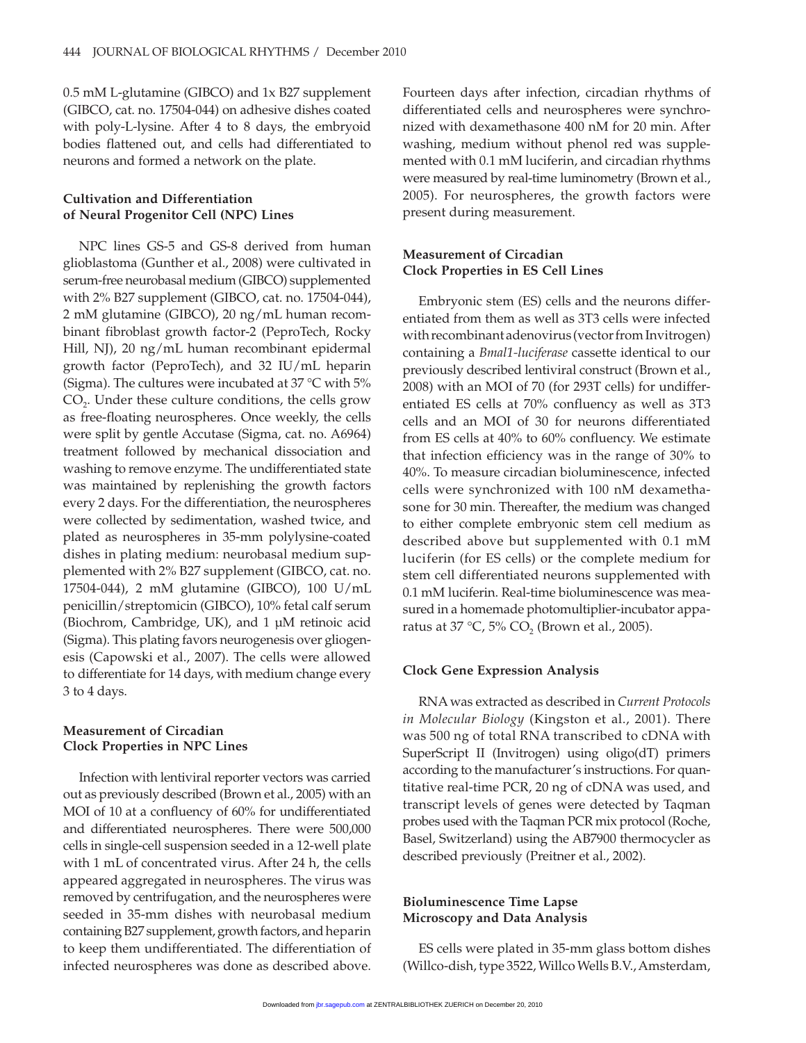0.5 mM L-glutamine (GIBCO) and 1x B27 supplement (GIBCO, cat. no. 17504-044) on adhesive dishes coated with poly-L-lysine. After 4 to 8 days, the embryoid bodies flattened out, and cells had differentiated to neurons and formed a network on the plate.

### Cultivation and Differentiation of Neural Progenitor Cell (NPC) Lines

NPC lines GS-5 and GS-8 derived from human glioblastoma (Gunther et al., 2008) were cultivated in serum-free neurobasal medium (GIBCO) supplemented with 2% B27 supplement (GIBCO, cat. no. 17504-044), 2 mM glutamine (GIBCO), 20 ng/mL human recombinant fibroblast growth factor-2 (PeproTech, Rocky Hill, NJ), 20 ng/mL human recombinant epidermal growth factor (PeproTech), and 32 IU/mL heparin (Sigma). The cultures were incubated at 37 °C with 5% $CO_2$. Under these culture conditions, the cells grow as free-floating neurospheres. Once weekly, the cells were split by gentle Accutase (Sigma, cat. no. A6964) treatment followed by mechanical dissociation and washing to remove enzyme. The undifferentiated state was maintained by replenishing the growth factors every 2 days. For the differentiation, the neurospheres were collected by sedimentation, washed twice, and plated as neurospheres in 35-mm polylysine-coated dishes in plating medium: neurobasal medium supplemented with 2% B27 supplement (GIBCO, cat. no. 17504-044), 2 mM glutamine (GIBCO), 100 U/mL penicillin/streptomicin (GIBCO), 10% fetal calf serum (Biochrom, Cambridge, UK), and 1 µM retinoic acid (Sigma). This plating favors neurogenesis over gliogenesis (Capowski et al., 2007). The cells were allowed to differentiate for 14 days, with medium change every 3 to 4 days.

### Measurement of Circadian Clock Properties in NPC Lines

Infection with lentiviral reporter vectors was carried out as previously described (Brown et al., 2005) with an MOI of 10 at a confluency of 60% for undifferentiated and differentiated neurospheres. There were 500,000 cells in single-cell suspension seeded in a 12-well plate with 1 mL of concentrated virus. After 24 h, the cells appeared aggregated in neurospheres. The virus was removed by centrifugation, and the neurospheres were seeded in 35-mm dishes with neurobasal medium containing B27 supplement, growth factors, and heparin to keep them undifferentiated. The differentiation of infected neurospheres was done as described above. Fourteen days after infection, circadian rhythms of differentiated cells and neurospheres were synchronized with dexamethasone 400 nM for 20 min. After washing, medium without phenol red was supplemented with 0.1 mM luciferin, and circadian rhythms were measured by real-time luminometry (Brown et al., 2005). For neurospheres, the growth factors were present during measurement.

### Measurement of Circadian Clock Properties in ES Cell Lines

Embryonic stem (ES) cells and the neurons differentiated from them as well as 3T3 cells were infected with recombinant adenovirus (vector from Invitrogen) containing a *Bmal1-luciferase* cassette identical to our previously described lentiviral construct (Brown et al., 2008) with an MOI of 70 (for 293T cells) for undifferentiated ES cells at 70% confluency as well as 3T3 cells and an MOI of 30 for neurons differentiated from ES cells at 40% to 60% confluency. We estimate that infection efficiency was in the range of 30% to 40%. To measure circadian bioluminescence, infected cells were synchronized with 100 nM dexamethasone for 30 min. Thereafter, the medium was changed to either complete embryonic stem cell medium as described above but supplemented with 0.1 mM luciferin (for ES cells) or the complete medium for stem cell differentiated neurons supplemented with 0.1 mM luciferin. Real-time bioluminescence was measured in a homemade photomultiplier-incubator apparatus at 37 °C, 5% $CO_2$ (Brown et al., 2005).

### Clock Gene Expression Analysis

RNA was extracted as described in *Current Protocols in Molecular Biology* (Kingston et al., 2001). There was 500 ng of total RNA transcribed to cDNA with SuperScript II (Invitrogen) using oligo(dT) primers according to the manufacturer's instructions. For quantitative real-time PCR, 20 ng of cDNA was used, and transcript levels of genes were detected by Taqman probes used with the Taqman PCR mix protocol (Roche, Basel, Switzerland) using the AB7900 thermocycler as described previously (Preitner et al., 2002).

### Bioluminescence Time Lapse Microscopy and Data Analysis

ES cells were plated in 35-mm glass bottom dishes (Willco-dish, type 3522, Willco Wells B.V., Amsterdam,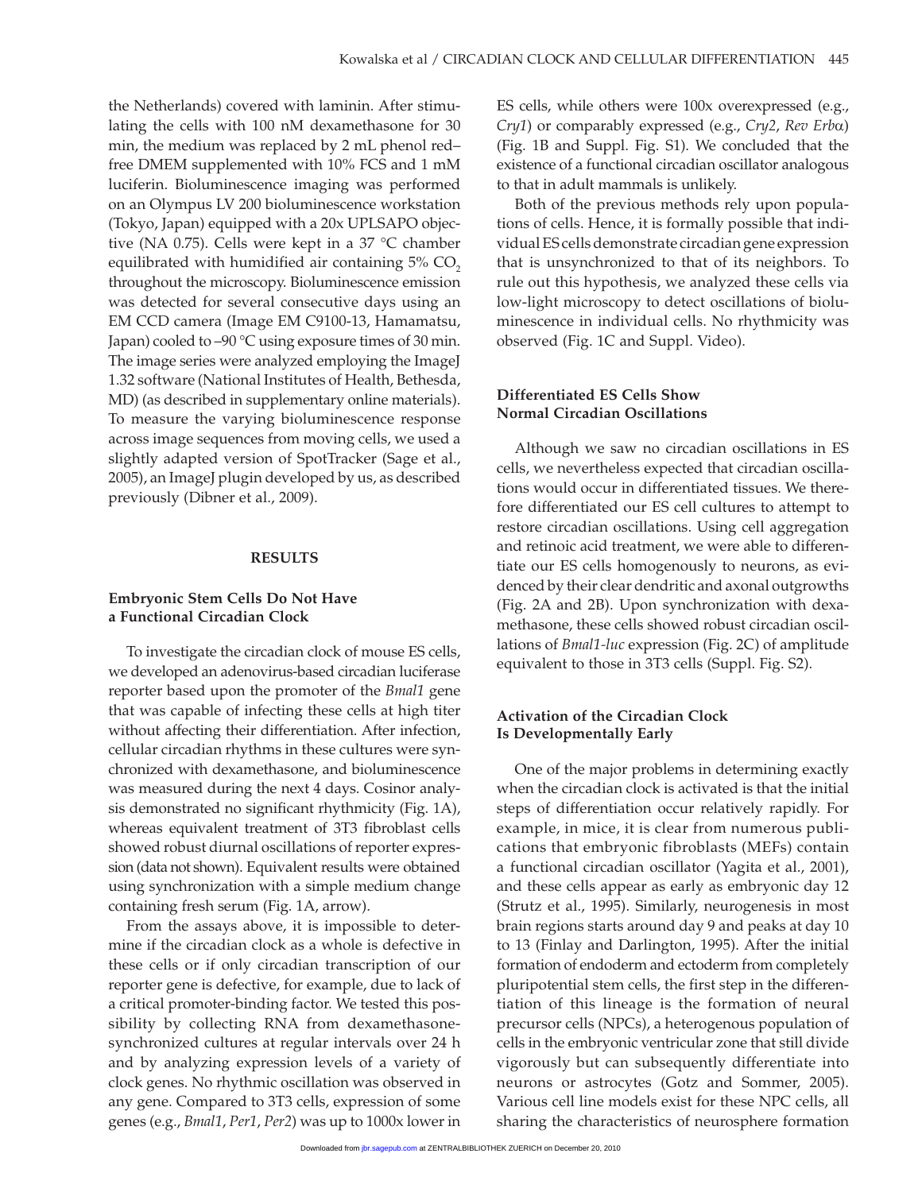the Netherlands) covered with laminin. After stimulating the cells with 100 nM dexamethasone for 30 min, the medium was replaced by 2 mL phenol red–free DMEM supplemented with 10% FCS and 1 mM luciferin. Bioluminescence imaging was performed on an Olympus LV 200 bioluminescence workstation (Tokyo, Japan) equipped with a 20x UPLSAPO objective (NA 0.75). Cells were kept in a 37 °C chamber equilibrated with humidified air containing 5% $CO_2$ throughout the microscopy. Bioluminescence emission was detected for several consecutive days using an EM CCD camera (Image EM C9100-13, Hamamatsu, Japan) cooled to –90 °C using exposure times of 30 min. The image series were analyzed employing the ImageJ 1.32 software (National Institutes of Health, Bethesda, MD) (as described in supplementary online materials). To measure the varying bioluminescence response across image sequences from moving cells, we used a slightly adapted version of SpotTracker (Sage et al., 2005), an ImageJ plugin developed by us, as described previously (Dibner et al., 2009).

## RESULTS

### Embryonic Stem Cells Do Not Have a Functional Circadian Clock

To investigate the circadian clock of mouse ES cells, we developed an adenovirus-based circadian luciferase reporter based upon the promoter of the *Bmal1* gene that was capable of infecting these cells at high titer without affecting their differentiation. After infection, cellular circadian rhythms in these cultures were synchronized with dexamethasone, and bioluminescence was measured during the next 4 days. Cosinor analysis demonstrated no significant rhythmicity (Fig. 1A), whereas equivalent treatment of 3T3 fibroblast cells showed robust diurnal oscillations of reporter expression (data not shown). Equivalent results were obtained using synchronization with a simple medium change containing fresh serum (Fig. 1A, arrow).

From the assays above, it is impossible to determine if the circadian clock as a whole is defective in these cells or if only circadian transcription of our reporter gene is defective, for example, due to lack of a critical promoter-binding factor. We tested this possibility by collecting RNA from dexamethasone-synchronized cultures at regular intervals over 24 h and by analyzing expression levels of a variety of clock genes. No rhythmic oscillation was observed in any gene. Compared to 3T3 cells, expression of some genes (e.g., *Bmal1*, *Per1*, *Per2*) was up to 1000x lower in ES cells, while others were 100x overexpressed (e.g., *Cry1*) or comparably expressed (e.g., *Cry2*, *Rev Erbα*) (Fig. 1B and Suppl. Fig. S1). We concluded that the existence of a functional circadian oscillator analogous to that in adult mammals is unlikely.

Both of the previous methods rely upon populations of cells. Hence, it is formally possible that individual ES cells demonstrate circadian gene expression that is unsynchronized to that of its neighbors. To rule out this hypothesis, we analyzed these cells via low-light microscopy to detect oscillations of bioluminescence in individual cells. No rhythmicity was observed (Fig. 1C and Suppl. Video).

### Differentiated ES Cells Show Normal Circadian Oscillations

Although we saw no circadian oscillations in ES cells, we nevertheless expected that circadian oscillations would occur in differentiated tissues. We therefore differentiated our ES cell cultures to attempt to restore circadian oscillations. Using cell aggregation and retinoic acid treatment, we were able to differentiate our ES cells homogenously to neurons, as evidenced by their clear dendritic and axonal outgrowths (Fig. 2A and 2B). Upon synchronization with dexamethasone, these cells showed robust circadian oscillations of *Bmal1-luc* expression (Fig. 2C) of amplitude equivalent to those in 3T3 cells (Suppl. Fig. S2).

### Activation of the Circadian Clock Is Developmentally Early

One of the major problems in determining exactly when the circadian clock is activated is that the initial steps of differentiation occur relatively rapidly. For example, in mice, it is clear from numerous publications that embryonic fibroblasts (MEFs) contain a functional circadian oscillator (Yagita et al., 2001), and these cells appear as early as embryonic day 12 (Strutz et al., 1995). Similarly, neurogenesis in most brain regions starts around day 9 and peaks at day 10 to 13 (Finlay and Darlington, 1995). After the initial formation of endoderm and ectoderm from completely pluripotential stem cells, the first step in the differentiation of this lineage is the formation of neural precursor cells (NPCs), a heterogenous population of cells in the embryonic ventricular zone that still divide vigorously but can subsequently differentiate into neurons or astrocytes (Gotz and Sommer, 2005). Various cell line models exist for these NPC cells, all sharing the characteristics of neurosphere formation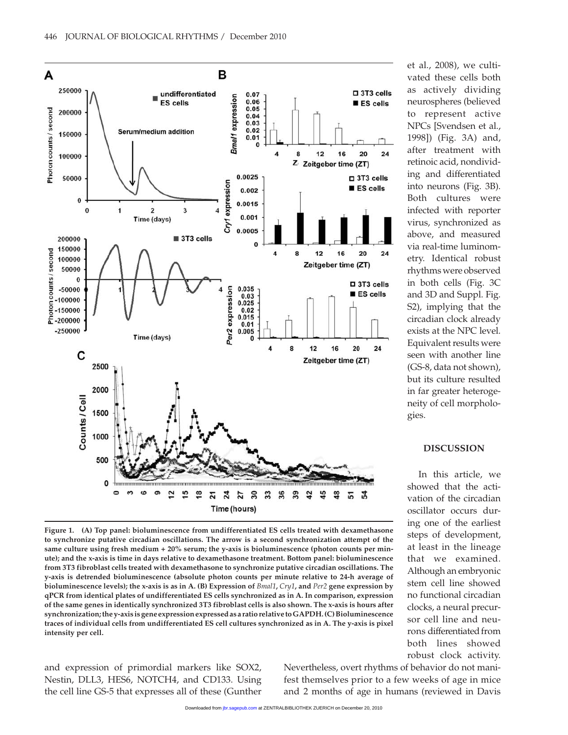et al., 2008), we cultivated these cells both as actively dividing neurospheres (believed to represent active NPCs [Svendsen et al., 1998]) (Fig. 3A) and, after treatment with retinoic acid, nondividing and differentiated into neurons (Fig. 3B). Both cultures were infected with reporter virus, synchronized as above, and measured via real-time luminometry. Identical robust rhythms were observed in both cells (Fig. 3C and 3D and Suppl. Fig. S2), implying that the circadian clock already exists at the NPC level. Equivalent results were seen with another line (GS-8, data not shown), but its culture resulted in far greater heterogeneity of cell morphologies.

**Figure 1. (A) Top panel: bioluminescence from undifferentiated ES cells treated with dexamethasone to synchronize putative circadian oscillations. The arrow is a second synchronization attempt of the same culture using fresh medium + 20% serum; the y-axis is bioluminescence (photon counts per minute); and the x-axis is time in days relative to dexamethasone treatment. Bottom panel: bioluminescence from 3T3 fibroblast cells treated with dexamethasone to synchronize putative circadian oscillations. The y-axis is detrended bioluminescence (absolute photon counts per minute relative to 24-h average of bioluminescence levels); the x-axis is as in A. (B) Expression of *Bmal1*, *Cry1*, and *Per2* gene expression by qPCR from identical plates of undifferentiated ES cells synchronized as in A. In comparison, expression of the same genes in identically synchronized 3T3 fibroblast cells is also shown. The x-axis is hours after synchronization; the y-axis is gene expression expressed as a ratio relative to GAPDH. (C) Bioluminescence traces of individual cells from undifferentiated ES cell cultures synchronized as in A. The y-axis is pixel intensity per cell.**

and expression of primordial markers like SOX2, Nestin, DLL3, HES6, NOTCH4, and CD133. Using the cell line GS-5 that expresses all of these (Gunther

## DISCUSSION

In this article, we showed that the activation of the circadian oscillator occurs during one of the earliest steps of development, at least in the lineage that we examined. Although an embryonic stem cell line showed no functional circadian clocks, a neural precursor cell line and neurons differentiated from both lines showed robust clock activity. Nevertheless, overt rhythms of behavior do not manifest themselves prior to a few weeks of age in mice and 2 months of age in humans (reviewed in Davis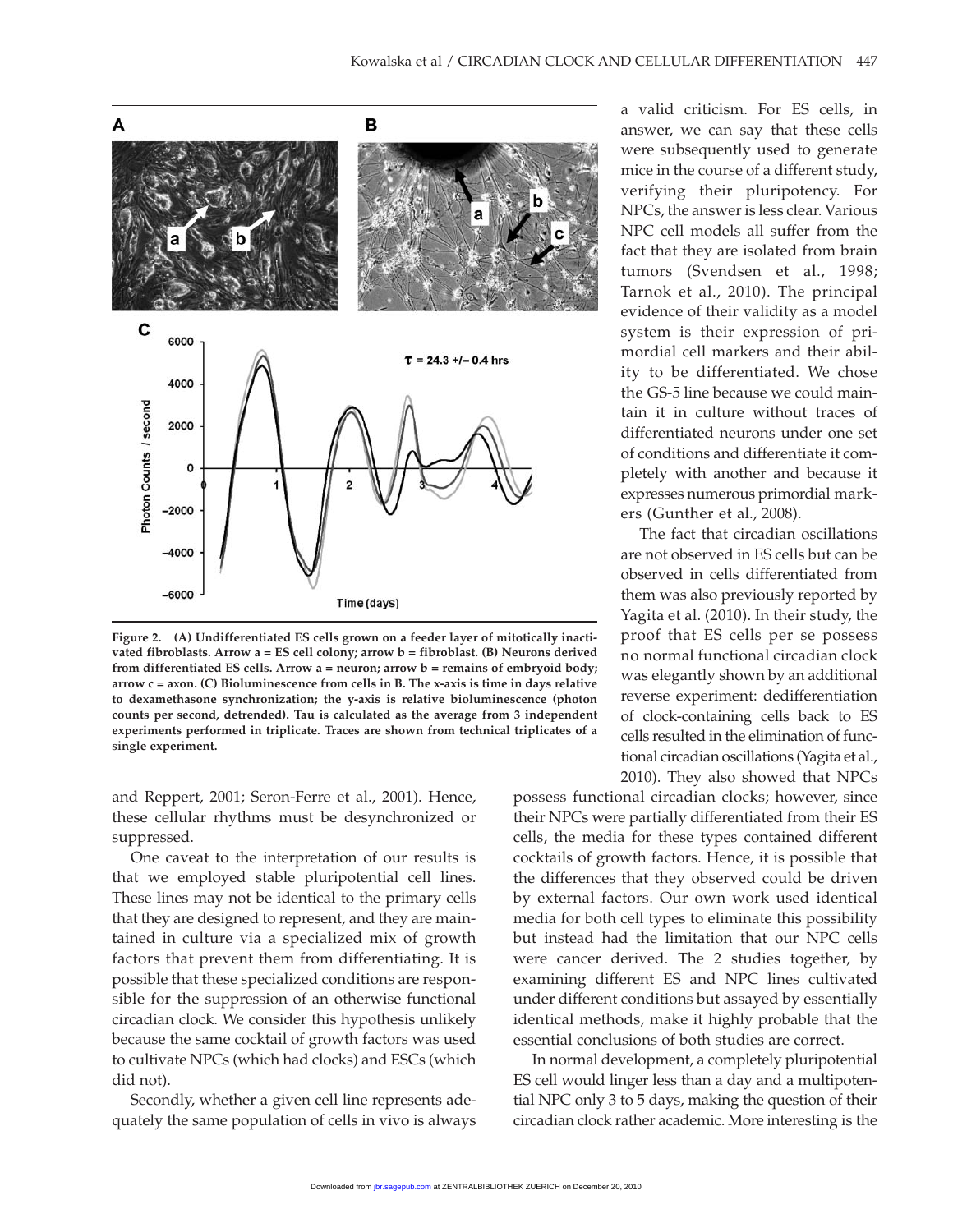Figure 2. (A) Undifferentiated ES cells grown on a feeder layer of mitotically inactivated fibroblasts. Arrow a = ES cell colony; arrow b = fibroblast. (B) Neurons derived from differentiated ES cells. Arrow a = neuron; arrow b = remains of embryoid body; arrow c = axon. (C) Bioluminescence from cells in B. The x-axis is time in days relative to dexamethasone synchronization; the y-axis is relative bioluminescence (photon counts per second, detrended). Tau is calculated as the average from 3 independent experiments performed in triplicate. Traces are shown from technical triplicates of a single experiment.

and Reppert, 2001; Seron-Ferre et al., 2001). Hence, these cellular rhythms must be desynchronized or suppressed.

One caveat to the interpretation of our results is that we employed stable pluripotential cell lines. These lines may not be identical to the primary cells that they are designed to represent, and they are maintained in culture via a specialized mix of growth factors that prevent them from differentiating. It is possible that these specialized conditions are responsible for the suppression of an otherwise functional circadian clock. We consider this hypothesis unlikely because the same cocktail of growth factors was used to cultivate NPCs (which had clocks) and ESCs (which did not).

Secondly, whether a given cell line represents adequately the same population of cells in vivo is always a valid criticism. For ES cells, in answer, we can say that these cells were subsequently used to generate mice in the course of a different study, verifying their pluripotency. For NPCs, the answer is less clear. Various NPC cell models all suffer from the fact that they are isolated from brain tumors (Svendsen et al., 1998; Tarnok et al., 2010). The principal evidence of their validity as a model system is their expression of primordial cell markers and their ability to be differentiated. We chose the GS-5 line because we could maintain it in culture without traces of differentiated neurons under one set of conditions and differentiate it completely with another and because it expresses numerous primordial markers (Gunther et al., 2008).

The fact that circadian oscillations are not observed in ES cells but can be observed in cells differentiated from them was also previously reported by Yagita et al. (2010). In their study, the proof that ES cells per se possess no normal functional circadian clock was elegantly shown by an additional reverse experiment: dedifferentiation of clock-containing cells back to ES cells resulted in the elimination of functional circadian oscillations (Yagita et al., 2010). They also showed that NPCs possess functional circadian clocks; however, since their NPCs were partially differentiated from their ES cells, the media for these types contained different cocktails of growth factors. Hence, it is possible that the differences that they observed could be driven by external factors. Our own work used identical media for both cell types to eliminate this possibility but instead had the limitation that our NPC cells were cancer derived. The 2 studies together, by examining different ES and NPC lines cultivated under different conditions but assayed by essentially identical methods, make it highly probable that the essential conclusions of both studies are correct.

In normal development, a completely pluripotential ES cell would linger less than a day and a multipotential NPC only 3 to 5 days, making the question of their circadian clock rather academic. More interesting is the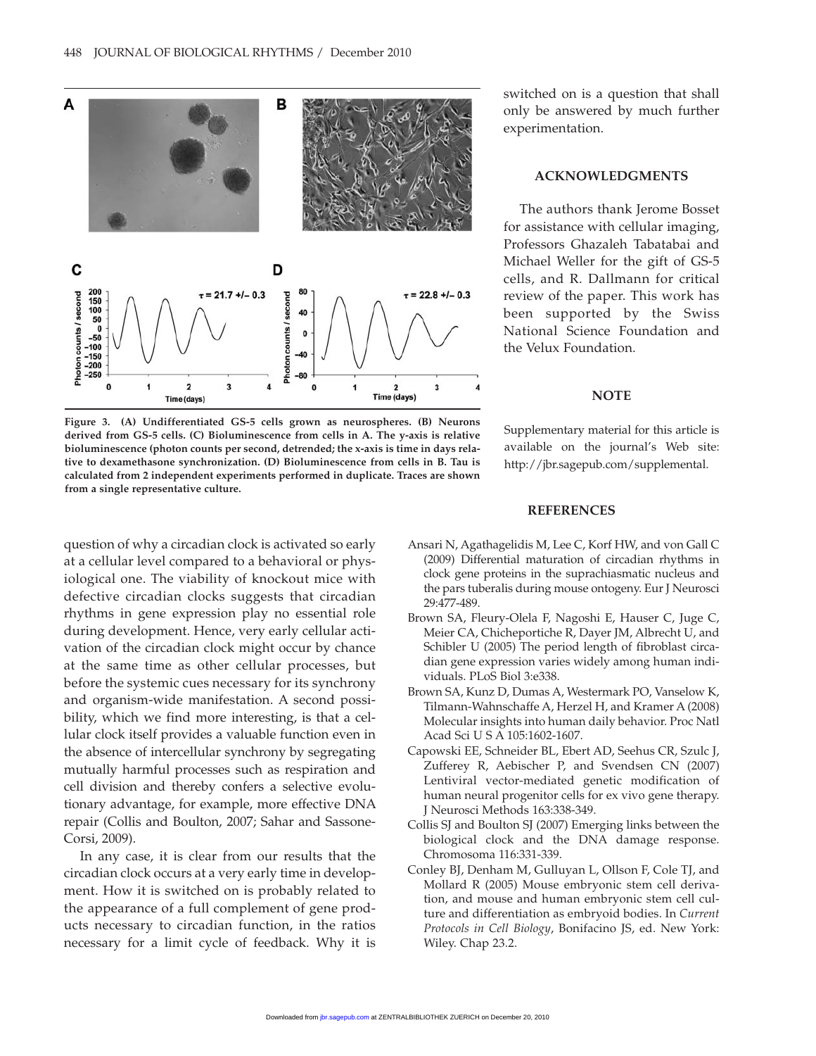Figure 3. (A) Undifferentiated GS-5 cells grown as neurospheres. (B) Neurons derived from GS-5 cells. (C) Bioluminescence from cells in A. The y-axis is relative bioluminescence (photon counts per second, detrended; the x-axis is time in days relative to dexamethasone synchronization. (D) Bioluminescence from cells in B. Tau is calculated from 2 independent experiments performed in duplicate. Traces are shown from a single representative culture.

question of why a circadian clock is activated so early at a cellular level compared to a behavioral or physiological one. The viability of knockout mice with defective circadian clocks suggests that circadian rhythms in gene expression play no essential role during development. Hence, very early cellular activation of the circadian clock might occur by chance at the same time as other cellular processes, but before the systemic cues necessary for its synchrony and organism-wide manifestation. A second possibility, which we find more interesting, is that a cellular clock itself provides a valuable function even in the absence of intercellular synchrony by segregating mutually harmful processes such as respiration and cell division and thereby confers a selective evolutionary advantage, for example, more effective DNA repair (Collis and Boulton, 2007; Sahar and Sassone-Corsi, 2009).

In any case, it is clear from our results that the circadian clock occurs at a very early time in development. How it is switched on is probably related to the appearance of a full complement of gene products necessary to circadian function, in the ratios necessary for a limit cycle of feedback. Why it is switched on is a question that shall only be answered by much further experimentation.

## ACKNOWLEDGMENTS

The authors thank Jerome Bosset for assistance with cellular imaging, Professors Ghazaleh Tabatabai and Michael Weller for the gift of GS-5 cells, and R. Dallmann for critical review of the paper. This work has been supported by the Swiss National Science Foundation and the Velux Foundation.

## NOTE

Supplementary material for this article is available on the journal's Web site: http://jbr.sagepub.com/supplemental.

## REFERENCES

Ansari N, Agathagelidis M, Lee C, Korf HW, and von Gall C (2009) Differential maturation of circadian rhythms in clock gene proteins in the suprachiasmatic nucleus and the pars tuberalis during mouse ontogeny. Eur J Neurosci 29:477-489.

Brown SA, Fleury-Olela F, Nagoshi E, Hauser C, Juge C, Meier CA, Chicheportiche R, Dayer JM, Albrecht U, and Schibler U (2005) The period length of fibroblast circadian gene expression varies widely among human individuals. PLoS Biol 3:e338.

Brown SA, Kunz D, Dumas A, Westermark PO, Vanselow K, Tilmann-Wahnschaffe A, Herzel H, and Kramer A (2008) Molecular insights into human daily behavior. Proc Natl Acad Sci U S A 105:1602-1607.

Capowski EE, Schneider BL, Ebert AD, Seehus CR, Szulc J, Zufferey R, Aebischer P, and Svendsen CN (2007) Lentiviral vector-mediated genetic modification of human neural progenitor cells for ex vivo gene therapy. J Neurosci Methods 163:338-349.

Collis SJ and Boulton SJ (2007) Emerging links between the biological clock and the DNA damage response. Chromosoma 116:331-339.

Conley BJ, Denham M, Gulluyan L, Ollson F, Cole TJ, and Mollard R (2005) Mouse embryonic stem cell derivation, and mouse and human embryonic stem cell culture and differentiation as embryoid bodies. In *Current Protocols in Cell Biology*, Bonifacino JS, ed. New York: Wiley. Chap 23.2.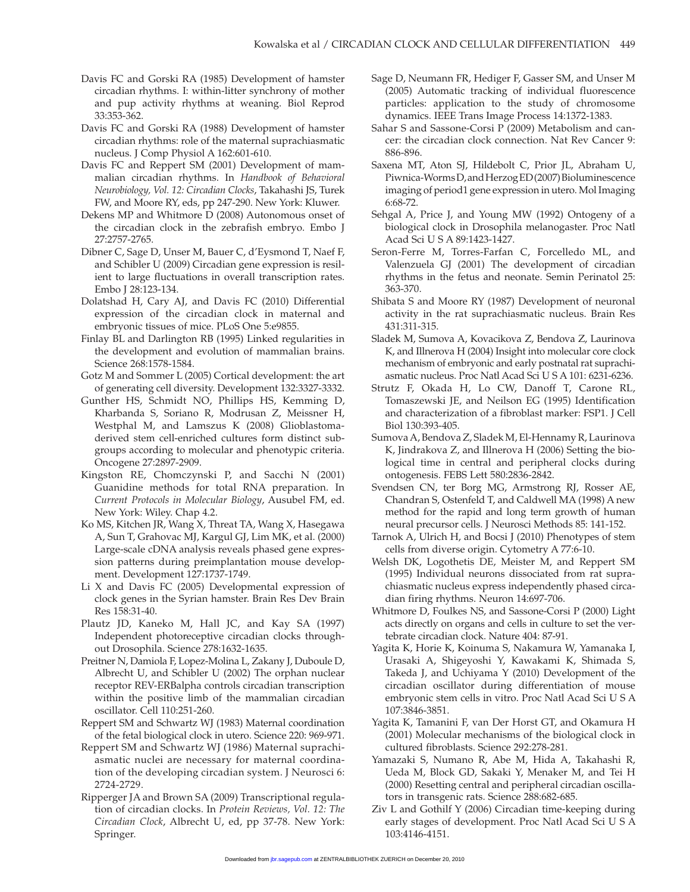Davis FC and Gorski RA (1985) Development of hamster circadian rhythms. I: within-litter synchrony of mother and pup activity rhythms at weaning. Biol Reprod 33:353-362.

Davis FC and Gorski RA (1988) Development of hamster circadian rhythms: role of the maternal suprachiasmatic nucleus. J Comp Physiol A 162:601-610.

Davis FC and Reppert SM (2001) Development of mammalian circadian rhythms. In *Handbook of Behavioral Neurobiology, Vol. 12: Circadian Clocks*, Takahashi JS, Turek FW, and Moore RY, eds, pp 247-290. New York: Kluwer.

Dekens MP and Whitmore D (2008) Autonomous onset of the circadian clock in the zebrafish embryo. Embo J 27:2757-2765.

Dibner C, Sage D, Unser M, Bauer C, d'Eysmond T, Naef F, and Schibler U (2009) Circadian gene expression is resilient to large fluctuations in overall transcription rates. Embo J 28:123-134.

Dolatshad H, Cary AJ, and Davis FC (2010) Differential expression of the circadian clock in maternal and embryonic tissues of mice. PLoS One 5:e9855.

Finlay BL and Darlington RB (1995) Linked regularities in the development and evolution of mammalian brains. Science 268:1578-1584.

Gotz M and Sommer L (2005) Cortical development: the art of generating cell diversity. Development 132:3327-3332.

Gunther HS, Schmidt NO, Phillips HS, Kemming D, Kharbanda S, Soriano R, Modrusan Z, Meissner H, Westphal M, and Lamszus K (2008) Glioblastoma-derived stem cell-enriched cultures form distinct subgroups according to molecular and phenotypic criteria. Oncogene 27:2897-2909.

Kingston RE, Chomczynski P, and Sacchi N (2001) Guanidine methods for total RNA preparation. In *Current Protocols in Molecular Biology*, Ausubel FM, ed. New York: Wiley. Chap 4.2.

Ko MS, Kitchen JR, Wang X, Threat TA, Wang X, Hasegawa A, Sun T, Grahovac MJ, Kargul GJ, Lim MK, et al. (2000) Large-scale cDNA analysis reveals phased gene expression patterns during preimplantation mouse development. Development 127:1737-1749.

Li X and Davis FC (2005) Developmental expression of clock genes in the Syrian hamster. Brain Res Dev Brain Res 158:31-40.

Plautz JD, Kaneko M, Hall JC, and Kay SA (1997) Independent photoreceptive circadian clocks throughout Drosophila. Science 278:1632-1635.

Preitner N, Damiola F, Lopez-Molina L, Zakany J, Duboule D, Albrecht U, and Schibler U (2002) The orphan nuclear receptor REV-ERBalpha controls circadian transcription within the positive limb of the mammalian circadian oscillator. Cell 110:251-260.

Reppert SM and Schwartz WJ (1983) Maternal coordination of the fetal biological clock in utero. Science 220: 969-971.

Reppert SM and Schwartz WJ (1986) Maternal suprachiasmatic nuclei are necessary for maternal coordination of the developing circadian system. J Neurosci 6: 2724-2729.

Ripperger JA and Brown SA (2009) Transcriptional regulation of circadian clocks. In *Protein Reviews, Vol. 12: The Circadian Clock*, Albrecht U, ed, pp 37-78. New York: Springer.

Sage D, Neumann FR, Hediger F, Gasser SM, and Unser M (2005) Automatic tracking of individual fluorescence particles: application to the study of chromosome dynamics. IEEE Trans Image Process 14:1372-1383.

Sahar S and Sassone-Corsi P (2009) Metabolism and cancer: the circadian clock connection. Nat Rev Cancer 9: 886-896.

Saxena MT, Aton SJ, Hildebolt C, Prior JL, Abraham U, Piwnica-Worms D, and Herzog ED (2007) Bioluminescence imaging of period1 gene expression in utero. Mol Imaging 6:68-72.

Sehgal A, Price J, and Young MW (1992) Ontogeny of a biological clock in Drosophila melanogaster. Proc Natl Acad Sci U S A 89:1423-1427.

Seron-Ferre M, Torres-Farfan C, Forcelledo ML, and Valenzuela GJ (2001) The development of circadian rhythms in the fetus and neonate. Semin Perinatol 25: 363-370.

Shibata S and Moore RY (1987) Development of neuronal activity in the rat suprachiasmatic nucleus. Brain Res 431:311-315.

Sladek M, Sumova A, Kovacikova Z, Bendova Z, Laurinova K, and Illnerova H (2004) Insight into molecular core clock mechanism of embryonic and early postnatal rat suprachiasmatic nucleus. Proc Natl Acad Sci U S A 101: 6231-6236.

Strutz F, Okada H, Lo CW, Danoff T, Carone RL, Tomaszewski JE, and Neilson EG (1995) Identification and characterization of a fibroblast marker: FSP1. J Cell Biol 130:393-405.

Sumova A, Bendova Z, Sladek M, El-Hennamy R, Laurinova K, Jindrakova Z, and Illnerova H (2006) Setting the biological time in central and peripheral clocks during ontogenesis. FEBS Lett 580:2836-2842.

Svendsen CN, ter Borg MG, Armstrong RJ, Rosser AE, Chandran S, Ostenfeld T, and Caldwell MA (1998) A new method for the rapid and long term growth of human neural precursor cells. J Neurosci Methods 85: 141-152.

Tarnok A, Ulrich H, and Bocsi J (2010) Phenotypes of stem cells from diverse origin. Cytometry A 77:6-10.

Welsh DK, Logothetis DE, Meister M, and Reppert SM (1995) Individual neurons dissociated from rat suprachiasmatic nucleus express independently phased circadian firing rhythms. Neuron 14:697-706.

Whitmore D, Foulkes NS, and Sassone-Corsi P (2000) Light acts directly on organs and cells in culture to set the vertebrate circadian clock. Nature 404: 87-91.

Yagita K, Horie K, Koinuma S, Nakamura W, Yamanaka I, Urasaki A, Shigeyoshi Y, Kawakami K, Shimada S, Takeda J, and Uchiyama Y (2010) Development of the circadian oscillator during differentiation of mouse embryonic stem cells in vitro. Proc Natl Acad Sci U S A 107:3846-3851.

Yagita K, Tamanini F, van Der Horst GT, and Okamura H (2001) Molecular mechanisms of the biological clock in cultured fibroblasts. Science 292:278-281.

Yamazaki S, Numano R, Abe M, Hida A, Takahashi R, Ueda M, Block GD, Sakaki Y, Menaker M, and Tei H (2000) Resetting central and peripheral circadian oscillators in transgenic rats. Science 288:682-685.

Ziv L and Gothilf Y (2006) Circadian time-keeping during early stages of development. Proc Natl Acad Sci U S A 103:4146-4151.